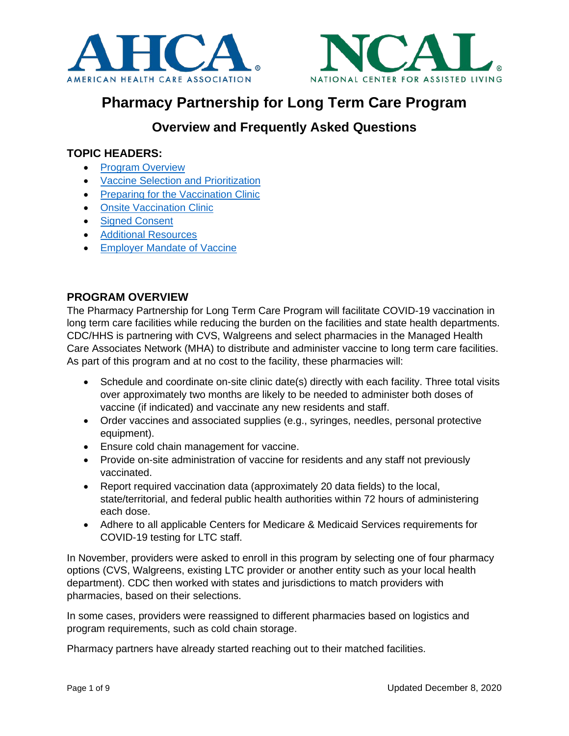AHCA AMERICAN HEALTH CARE ASSOCIATION

NCAL NATIONAL CENTER FOR ASSISTED LIVING

# Pharmacy Partnership for Long Term Care Program

## Overview and Frequently Asked Questions

### TOPIC HEADERS:

- Program Overview
- Vaccine Selection and Prioritization
- Preparing for the Vaccination Clinic
- Onsite Vaccination Clinic
- Signed Consent
- Additional Resources
- Employer Mandate of Vaccine

### PROGRAM OVERVIEW

The Pharmacy Partnership for Long Term Care Program will facilitate COVID-19 vaccination in long term care facilities while reducing the burden on the facilities and state health departments. CDC/HHS is partnering with CVS, Walgreens and select pharmacies in the Managed Health Care Associates Network (MHA) to distribute and administer vaccine to long term care facilities. As part of this program and at no cost to the facility, these pharmacies will:

- Schedule and coordinate on-site clinic date(s) directly with each facility. Three total visits over approximately two months are likely to be needed to administer both doses of vaccine (if indicated) and vaccinate any new residents and staff.
- Order vaccines and associated supplies (e.g., syringes, needles, personal protective equipment).
- Ensure cold chain management for vaccine.
- Provide on-site administration of vaccine for residents and any staff not previously vaccinated.
- Report required vaccination data (approximately 20 data fields) to the local, state/territorial, and federal public health authorities within 72 hours of administering each dose.
- Adhere to all applicable Centers for Medicare & Medicaid Services requirements for COVID-19 testing for LTC staff.

In November, providers were asked to enroll in this program by selecting one of four pharmacy options (CVS, Walgreens, existing LTC provider or another entity such as your local health department). CDC then worked with states and jurisdictions to match providers with pharmacies, based on their selections.

In some cases, providers were reassigned to different pharmacies based on logistics and program requirements, such as cold chain storage.

Pharmacy partners have already started reaching out to their matched facilities.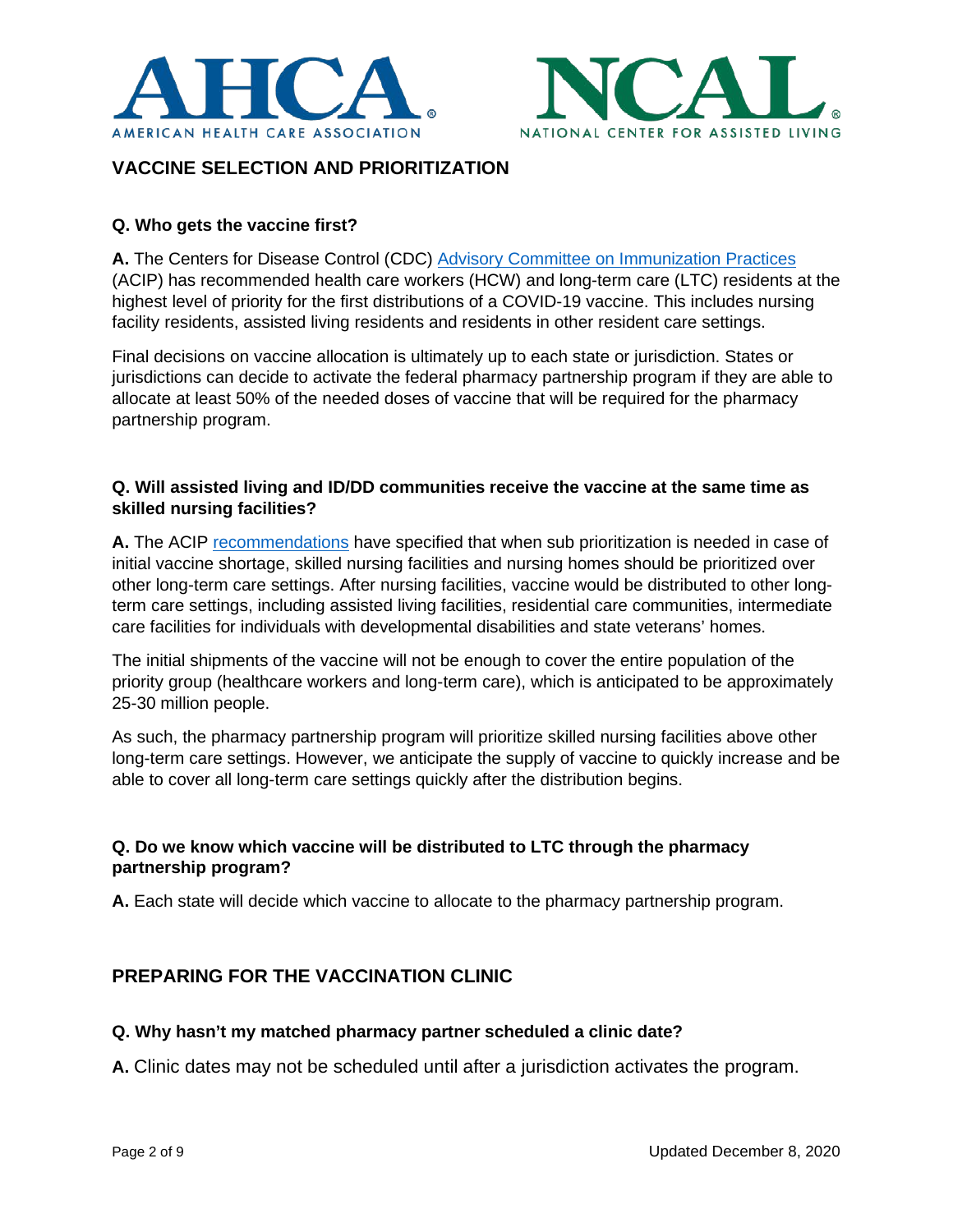AHCA AMERICAN HEALTH CARE ASSOCIATION

NCAL NATIONAL CENTER FOR ASSISTED LIVING

## VACCINE SELECTION AND PRIORITIZATION

**Q. Who gets the vaccine first?**

**A.** The Centers for Disease Control (CDC) Advisory Committee on Immunization Practices (ACIP) has recommended health care workers (HCW) and long-term care (LTC) residents at the highest level of priority for the first distributions of a COVID-19 vaccine. This includes nursing facility residents, assisted living residents and residents in other resident care settings.

Final decisions on vaccine allocation is ultimately up to each state or jurisdiction. States or jurisdictions can decide to activate the federal pharmacy partnership program if they are able to allocate at least 50% of the needed doses of vaccine that will be required for the pharmacy partnership program.

**Q. Will assisted living and ID/DD communities receive the vaccine at the same time as skilled nursing facilities?**

**A.** The ACIP recommendations have specified that when sub prioritization is needed in case of initial vaccine shortage, skilled nursing facilities and nursing homes should be prioritized over other long-term care settings. After nursing facilities, vaccine would be distributed to other long-term care settings, including assisted living facilities, residential care communities, intermediate care facilities for individuals with developmental disabilities and state veterans' homes.

The initial shipments of the vaccine will not be enough to cover the entire population of the priority group (healthcare workers and long-term care), which is anticipated to be approximately 25-30 million people.

As such, the pharmacy partnership program will prioritize skilled nursing facilities above other long-term care settings. However, we anticipate the supply of vaccine to quickly increase and be able to cover all long-term care settings quickly after the distribution begins.

**Q. Do we know which vaccine will be distributed to LTC through the pharmacy partnership program?**

**A.** Each state will decide which vaccine to allocate to the pharmacy partnership program.

## PREPARING FOR THE VACCINATION CLINIC

**Q. Why hasn't my matched pharmacy partner scheduled a clinic date?**

**A.** Clinic dates may not be scheduled until after a jurisdiction activates the program.

Updated December 8, 2020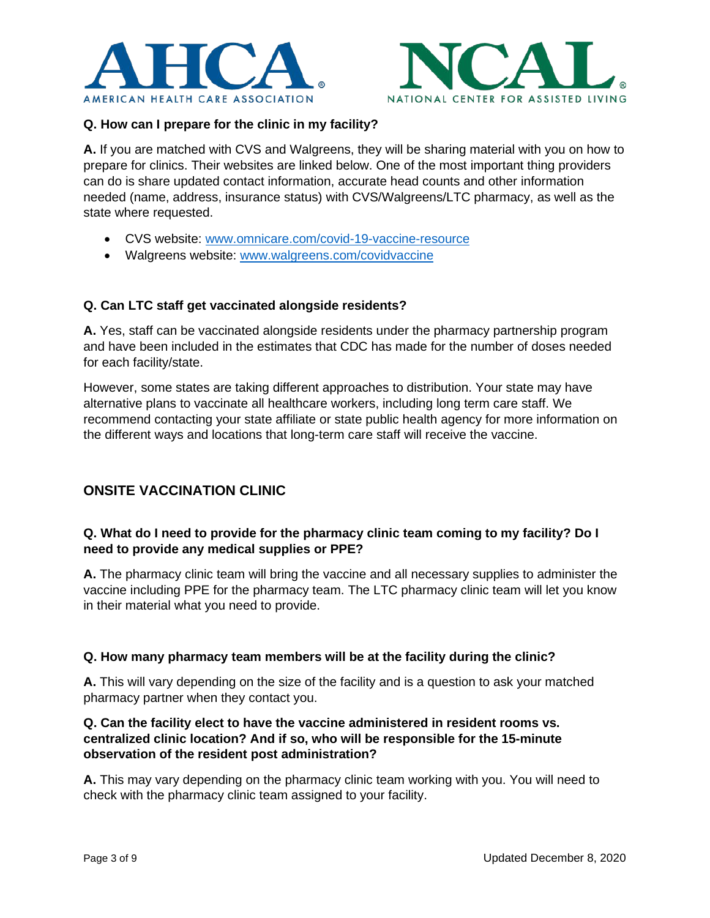**Q. How can I prepare for the clinic in my facility?**

**A.** If you are matched with CVS and Walgreens, they will be sharing material with you on how to prepare for clinics. Their websites are linked below. One of the most important thing providers can do is share updated contact information, accurate head counts and other information needed (name, address, insurance status) with CVS/Walgreens/LTC pharmacy, as well as the state where requested.

- CVS website: [www.omnicare.com/covid-19-vaccine-resource](http://www.omnicare.com/covid-19-vaccine-resource)
- Walgreens website: [www.walgreens.com/covidvaccine](http://www.walgreens.com/covidvaccine)

**Q. Can LTC staff get vaccinated alongside residents?**

**A.** Yes, staff can be vaccinated alongside residents under the pharmacy partnership program and have been included in the estimates that CDC has made for the number of doses needed for each facility/state.

However, some states are taking different approaches to distribution. Your state may have alternative plans to vaccinate all healthcare workers, including long term care staff. We recommend contacting your state affiliate or state public health agency for more information on the different ways and locations that long-term care staff will receive the vaccine.

## ONSITE VACCINATION CLINIC

**Q. What do I need to provide for the pharmacy clinic team coming to my facility? Do I need to provide any medical supplies or PPE?**

**A.** The pharmacy clinic team will bring the vaccine and all necessary supplies to administer the vaccine including PPE for the pharmacy team. The LTC pharmacy clinic team will let you know in their material what you need to provide.

**Q. How many pharmacy team members will be at the facility during the clinic?**

**A.** This will vary depending on the size of the facility and is a question to ask your matched pharmacy partner when they contact you.

**Q. Can the facility elect to have the vaccine administered in resident rooms vs. centralized clinic location? And if so, who will be responsible for the 15-minute observation of the resident post administration?**

**A.** This may vary depending on the pharmacy clinic team working with you. You will need to check with the pharmacy clinic team assigned to your facility.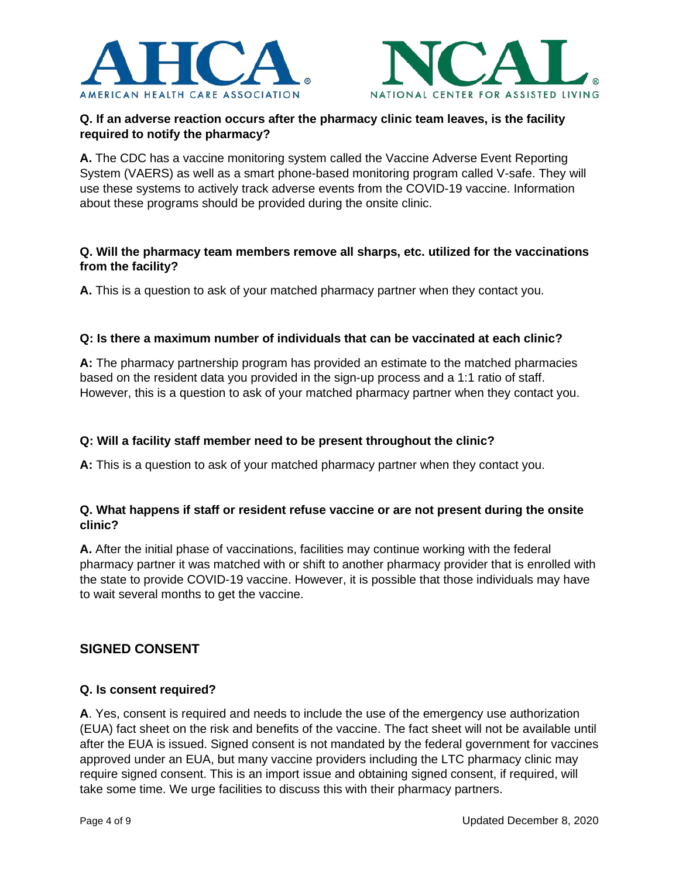**Q. If an adverse reaction occurs after the pharmacy clinic team leaves, is the facility required to notify the pharmacy?**

**A.** The CDC has a vaccine monitoring system called the Vaccine Adverse Event Reporting System (VAERS) as well as a smart phone-based monitoring program called V-safe. They will use these systems to actively track adverse events from the COVID-19 vaccine. Information about these programs should be provided during the onsite clinic.

**Q. Will the pharmacy team members remove all sharps, etc. utilized for the vaccinations from the facility?**

**A.** This is a question to ask of your matched pharmacy partner when they contact you.

**Q: Is there a maximum number of individuals that can be vaccinated at each clinic?**

**A:** The pharmacy partnership program has provided an estimate to the matched pharmacies based on the resident data you provided in the sign-up process and a 1:1 ratio of staff. However, this is a question to ask of your matched pharmacy partner when they contact you.

**Q: Will a facility staff member need to be present throughout the clinic?**

**A:** This is a question to ask of your matched pharmacy partner when they contact you.

**Q. What happens if staff or resident refuse vaccine or are not present during the onsite clinic?**

**A.** After the initial phase of vaccinations, facilities may continue working with the federal pharmacy partner it was matched with or shift to another pharmacy provider that is enrolled with the state to provide COVID-19 vaccine. However, it is possible that those individuals may have to wait several months to get the vaccine.

## SIGNED CONSENT

**Q. Is consent required?**

**A**. Yes, consent is required and needs to include the use of the emergency use authorization (EUA) fact sheet on the risk and benefits of the vaccine. The fact sheet will not be available until after the EUA is issued. Signed consent is not mandated by the federal government for vaccines approved under an EUA, but many vaccine providers including the LTC pharmacy clinic may require signed consent. This is an import issue and obtaining signed consent, if required, will take some time. We urge facilities to discuss this with their pharmacy partners.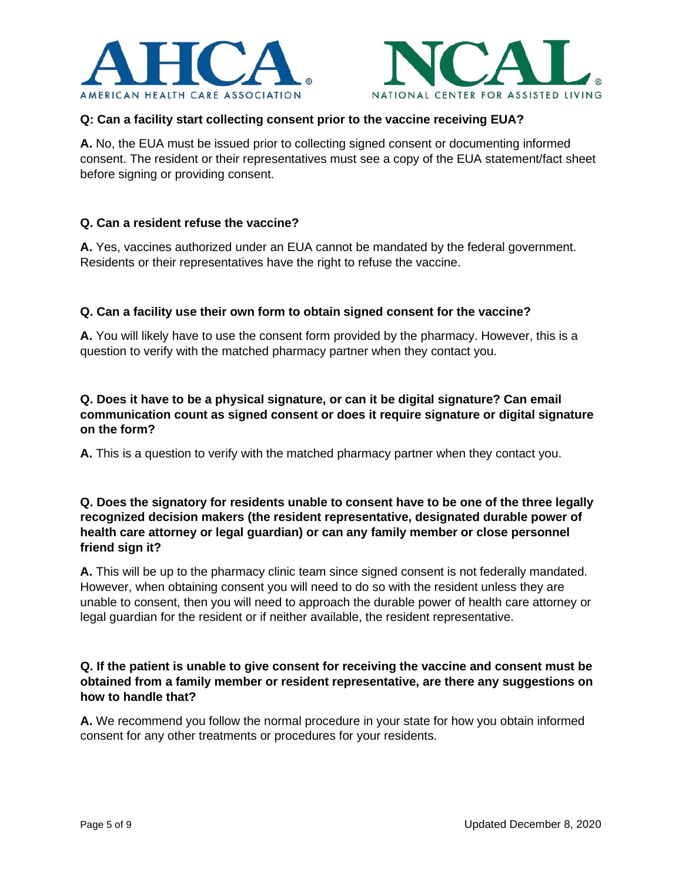**Q: Can a facility start collecting consent prior to the vaccine receiving EUA?**

**A.** No, the EUA must be issued prior to collecting signed consent or documenting informed consent. The resident or their representatives must see a copy of the EUA statement/fact sheet before signing or providing consent.

**Q. Can a resident refuse the vaccine?**

**A.** Yes, vaccines authorized under an EUA cannot be mandated by the federal government. Residents or their representatives have the right to refuse the vaccine.

**Q. Can a facility use their own form to obtain signed consent for the vaccine?**

**A.** You will likely have to use the consent form provided by the pharmacy. However, this is a question to verify with the matched pharmacy partner when they contact you.

**Q. Does it have to be a physical signature, or can it be digital signature? Can email communication count as signed consent or does it require signature or digital signature on the form?**

**A.** This is a question to verify with the matched pharmacy partner when they contact you.

**Q. Does the signatory for residents unable to consent have to be one of the three legally recognized decision makers (the resident representative, designated durable power of health care attorney or legal guardian) or can any family member or close personnel friend sign it?**

**A.** This will be up to the pharmacy clinic team since signed consent is not federally mandated. However, when obtaining consent you will need to do so with the resident unless they are unable to consent, then you will need to approach the durable power of health care attorney or legal guardian for the resident or if neither available, the resident representative.

**Q. If the patient is unable to give consent for receiving the vaccine and consent must be obtained from a family member or resident representative, are there any suggestions on how to handle that?**

**A.** We recommend you follow the normal procedure in your state for how you obtain informed consent for any other treatments or procedures for your residents.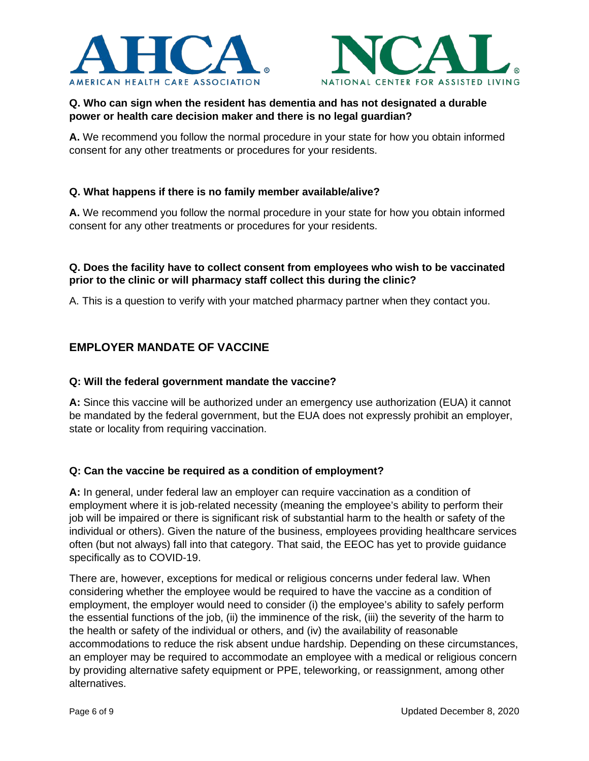**Q. Who can sign when the resident has dementia and has not designated a durable power or health care decision maker and there is no legal guardian?**

**A.** We recommend you follow the normal procedure in your state for how you obtain informed consent for any other treatments or procedures for your residents.

**Q. What happens if there is no family member available/alive?**

**A.** We recommend you follow the normal procedure in your state for how you obtain informed consent for any other treatments or procedures for your residents.

**Q. Does the facility have to collect consent from employees who wish to be vaccinated prior to the clinic or will pharmacy staff collect this during the clinic?**

A. This is a question to verify with your matched pharmacy partner when they contact you.

## EMPLOYER MANDATE OF VACCINE

**Q: Will the federal government mandate the vaccine?**

**A:** Since this vaccine will be authorized under an emergency use authorization (EUA) it cannot be mandated by the federal government, but the EUA does not expressly prohibit an employer, state or locality from requiring vaccination.

**Q: Can the vaccine be required as a condition of employment?**

**A:** In general, under federal law an employer can require vaccination as a condition of employment where it is job-related necessity (meaning the employee's ability to perform their job will be impaired or there is significant risk of substantial harm to the health or safety of the individual or others). Given the nature of the business, employees providing healthcare services often (but not always) fall into that category. That said, the EEOC has yet to provide guidance specifically as to COVID-19.

There are, however, exceptions for medical or religious concerns under federal law. When considering whether the employee would be required to have the vaccine as a condition of employment, the employer would need to consider (i) the employee's ability to safely perform the essential functions of the job, (ii) the imminence of the risk, (iii) the severity of the harm to the health or safety of the individual or others, and (iv) the availability of reasonable accommodations to reduce the risk absent undue hardship. Depending on these circumstances, an employer may be required to accommodate an employee with a medical or religious concern by providing alternative safety equipment or PPE, teleworking, or reassignment, among other alternatives.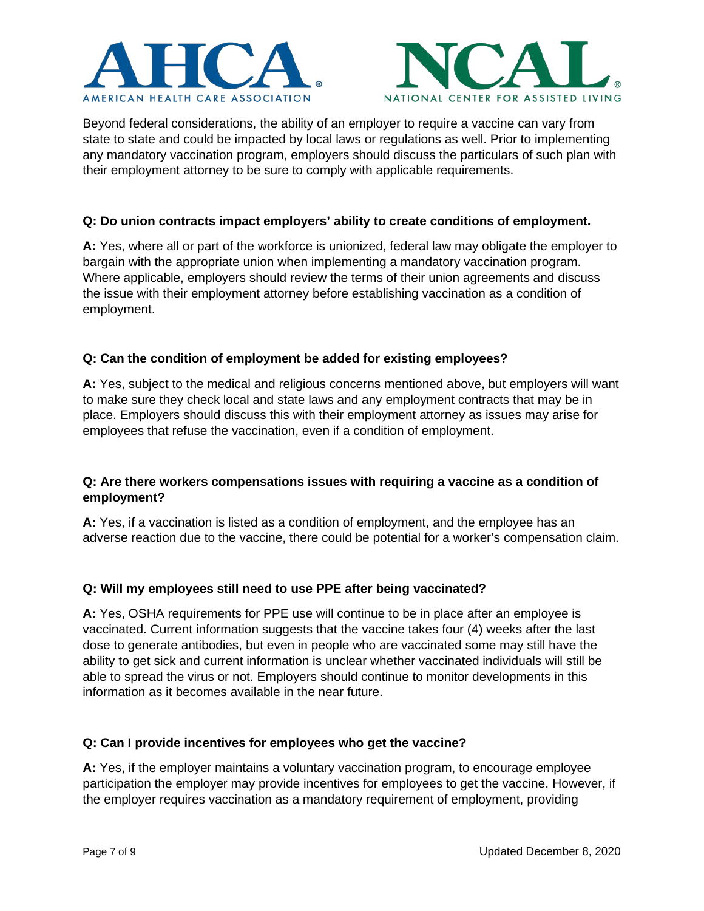Beyond federal considerations, the ability of an employer to require a vaccine can vary from state to state and could be impacted by local laws or regulations as well. Prior to implementing any mandatory vaccination program, employers should discuss the particulars of such plan with their employment attorney to be sure to comply with applicable requirements.

**Q: Do union contracts impact employers' ability to create conditions of employment.**

**A:** Yes, where all or part of the workforce is unionized, federal law may obligate the employer to bargain with the appropriate union when implementing a mandatory vaccination program. Where applicable, employers should review the terms of their union agreements and discuss the issue with their employment attorney before establishing vaccination as a condition of employment.

**Q: Can the condition of employment be added for existing employees?**

**A:** Yes, subject to the medical and religious concerns mentioned above, but employers will want to make sure they check local and state laws and any employment contracts that may be in place. Employers should discuss this with their employment attorney as issues may arise for employees that refuse the vaccination, even if a condition of employment.

**Q: Are there workers compensations issues with requiring a vaccine as a condition of employment?**

**A:** Yes, if a vaccination is listed as a condition of employment, and the employee has an adverse reaction due to the vaccine, there could be potential for a worker's compensation claim.

**Q: Will my employees still need to use PPE after being vaccinated?**

**A:** Yes, OSHA requirements for PPE use will continue to be in place after an employee is vaccinated. Current information suggests that the vaccine takes four (4) weeks after the last dose to generate antibodies, but even in people who are vaccinated some may still have the ability to get sick and current information is unclear whether vaccinated individuals will still be able to spread the virus or not. Employers should continue to monitor developments in this information as it becomes available in the near future.

**Q: Can I provide incentives for employees who get the vaccine?**

**A:** Yes, if the employer maintains a voluntary vaccination program, to encourage employee participation the employer may provide incentives for employees to get the vaccine. However, if the employer requires vaccination as a mandatory requirement of employment, providing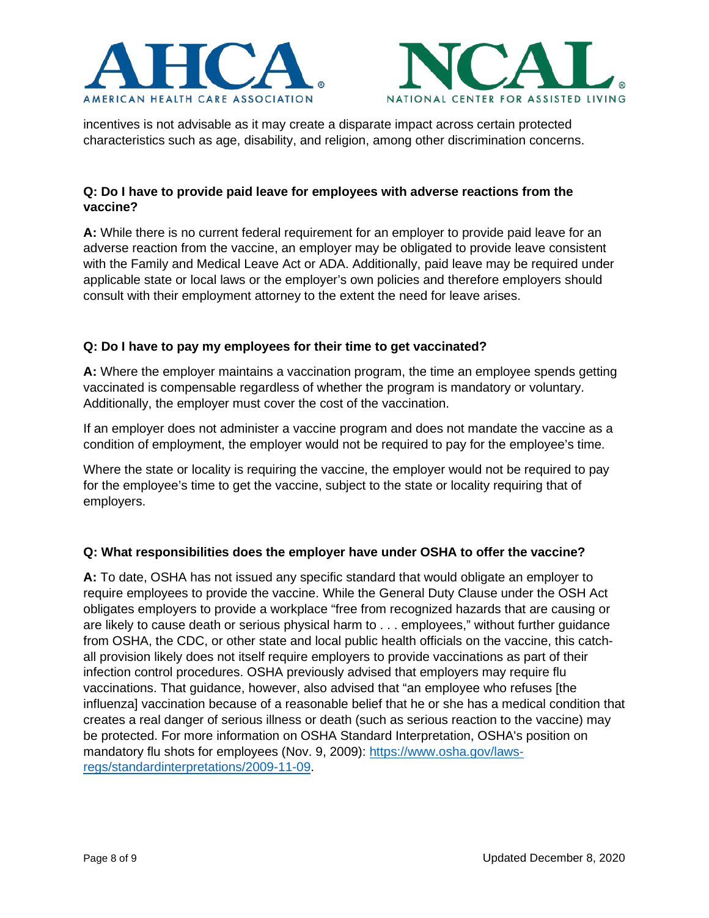incentives is not advisable as it may create a disparate impact across certain protected characteristics such as age, disability, and religion, among other discrimination concerns.

**Q: Do I have to provide paid leave for employees with adverse reactions from the vaccine?**

**A:** While there is no current federal requirement for an employer to provide paid leave for an adverse reaction from the vaccine, an employer may be obligated to provide leave consistent with the Family and Medical Leave Act or ADA. Additionally, paid leave may be required under applicable state or local laws or the employer's own policies and therefore employers should consult with their employment attorney to the extent the need for leave arises.

**Q: Do I have to pay my employees for their time to get vaccinated?**

**A:** Where the employer maintains a vaccination program, the time an employee spends getting vaccinated is compensable regardless of whether the program is mandatory or voluntary. Additionally, the employer must cover the cost of the vaccination.

If an employer does not administer a vaccine program and does not mandate the vaccine as a condition of employment, the employer would not be required to pay for the employee's time.

Where the state or locality is requiring the vaccine, the employer would not be required to pay for the employee's time to get the vaccine, subject to the state or locality requiring that of employers.

**Q: What responsibilities does the employer have under OSHA to offer the vaccine?**

**A:** To date, OSHA has not issued any specific standard that would obligate an employer to require employees to provide the vaccine. While the General Duty Clause under the OSH Act obligates employers to provide a workplace "free from recognized hazards that are causing or are likely to cause death or serious physical harm to . . . employees," without further guidance from OSHA, the CDC, or other state and local public health officials on the vaccine, this catch-all provision likely does not itself require employers to provide vaccinations as part of their infection control procedures. OSHA previously advised that employers may require flu vaccinations. That guidance, however, also advised that "an employee who refuses [the influenza] vaccination because of a reasonable belief that he or she has a medical condition that creates a real danger of serious illness or death (such as serious reaction to the vaccine) may be protected. For more information on OSHA Standard Interpretation, OSHA's position on mandatory flu shots for employees (Nov. 9, 2009): [https://www.osha.gov/laws-regs/standardinterpretations/2009-11-09](https://www.osha.gov/laws-regs/standardinterpretations/2009-11-09).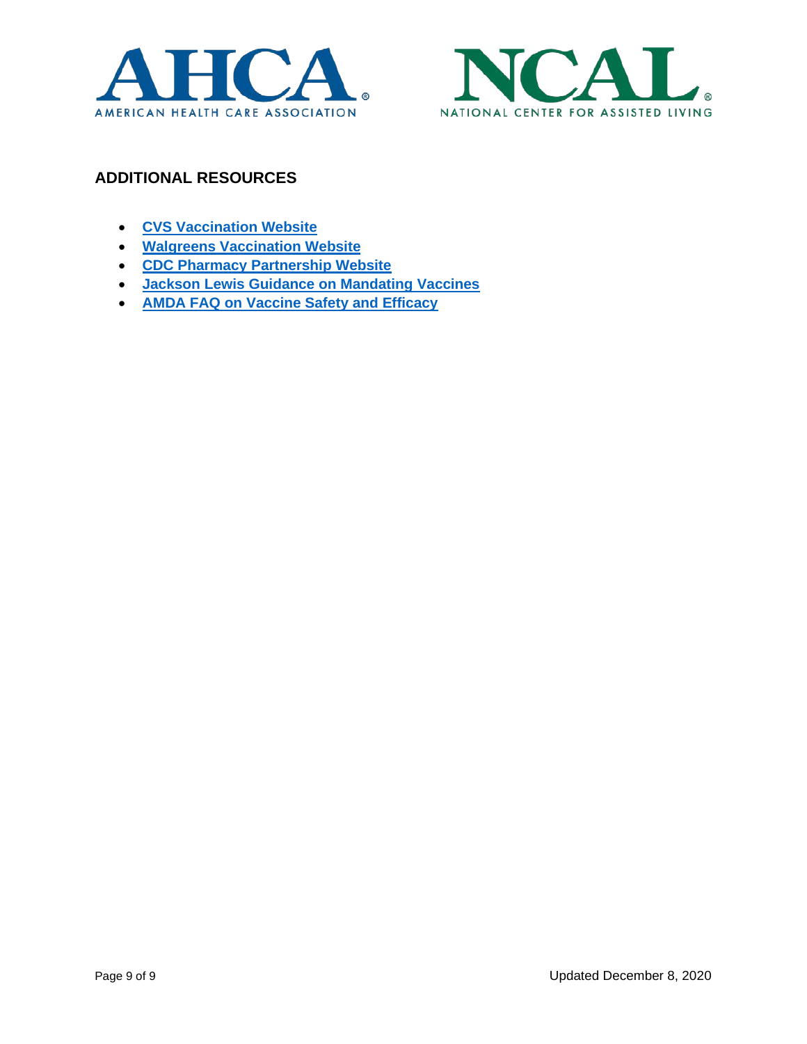## ADDITIONAL RESOURCES

- **CVS Vaccination Website**
- **Walgreens Vaccination Website**
- **CDC Pharmacy Partnership Website**
- **Jackson Lewis Guidance on Mandating Vaccines**
- **AMDA FAQ on Vaccine Safety and Efficacy**